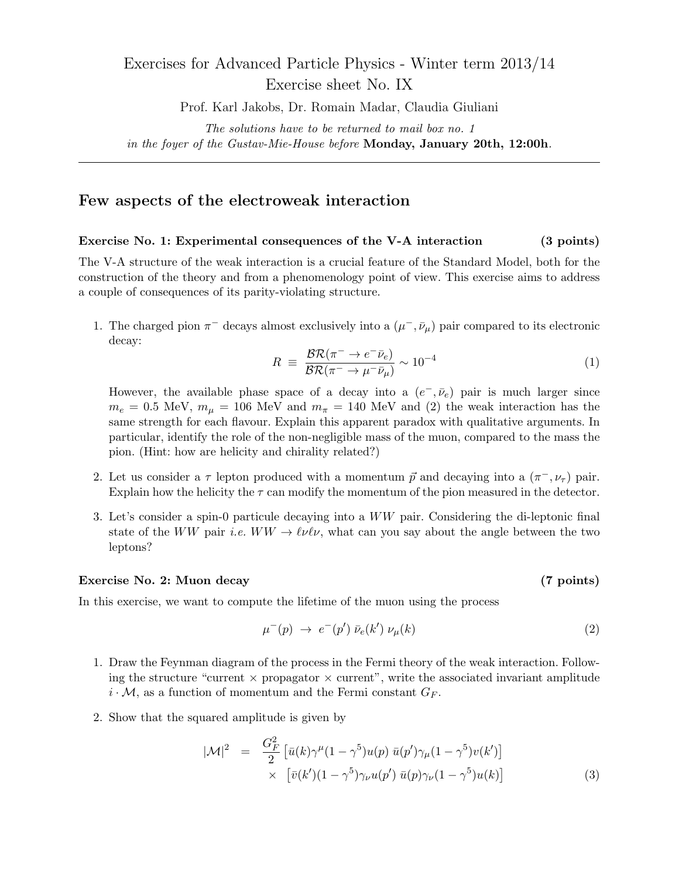# Exercises for Advanced Particle Physics - Winter term 2013/14
## Exercise sheet No. IX

Prof. Karl Jakobs, Dr. Romain Madar, Claudia Giuliani

*The solutions have to be returned to mail box no. 1*
*in the foyer of the Gustav-Mie-House before* **Monday, January 20th, 12:00h**.

---

## Few aspects of the electroweak interaction

### Exercise No. 1: Experimental consequences of the V-A interaction (3 points)

The V-A structure of the weak interaction is a crucial feature of the Standard Model, both for the construction of the theory and from a phenomenology point of view. This exercise aims to address a couple of consequences of its parity-violating structure.

1. The charged pion $\pi^-$ decays almost exclusively into a $(\mu^-, \bar{\nu}_\mu)$ pair compared to its electronic decay:

$$R \equiv \frac{\mathcal{BR}(\pi^- \to e^- \bar{\nu}_e)}{\mathcal{BR}(\pi^- \to \mu^- \bar{\nu}_\mu)} \sim 10^{-4} \tag{1}$$

   However, the available phase space of a decay into a $(e^-, \bar{\nu}_e)$ pair is much larger since $m_e = 0.5$ MeV, $m_\mu = 106$ MeV and $m_\pi = 140$ MeV and (2) the weak interaction has the same strength for each flavour. Explain this apparent paradox with qualitative arguments. In particular, identify the role of the non-negligible mass of the muon, compared to the mass the pion. (Hint: how are helicity and chirality related?)

2. Let us consider a $\tau$ lepton produced with a momentum $\vec{p}$ and decaying into a $(\pi^-, \nu_\tau)$ pair. Explain how the helicity the $\tau$ can modify the momentum of the pion measured in the detector.

3. Let's consider a spin-0 particule decaying into a $WW$ pair. Considering the di-leptonic final state of the $WW$ pair *i.e.* $WW \to \ell\nu\ell\nu$, what can you say about the angle between the two leptons?

### Exercise No. 2: Muon decay (7 points)

In this exercise, we want to compute the lifetime of the muon using the process

$$\mu^-(p) \ \to \ e^-(p') \ \bar{\nu}_e(k') \ \nu_\mu(k) \tag{2}$$

1. Draw the Feynman diagram of the process in the Fermi theory of the weak interaction. Following the structure "current $\times$ propagator $\times$ current", write the associated invariant amplitude $i \cdot \mathcal{M}$, as a function of momentum and the Fermi constant $G_F$.

2. Show that the squared amplitude is given by

$$\begin{aligned} |\mathcal{M}|^2 \ &= \ \frac{G_F^2}{2} \left[\bar{u}(k)\gamma^\mu(1-\gamma^5)u(p) \ \bar{u}(p')\gamma_\mu(1-\gamma^5)v(k')\right] \\ &\times \ \left[\bar{v}(k')(1-\gamma^5)\gamma_\nu u(p') \ \bar{u}(p)\gamma_\nu(1-\gamma^5)u(k)\right] \end{aligned} \tag{3}$$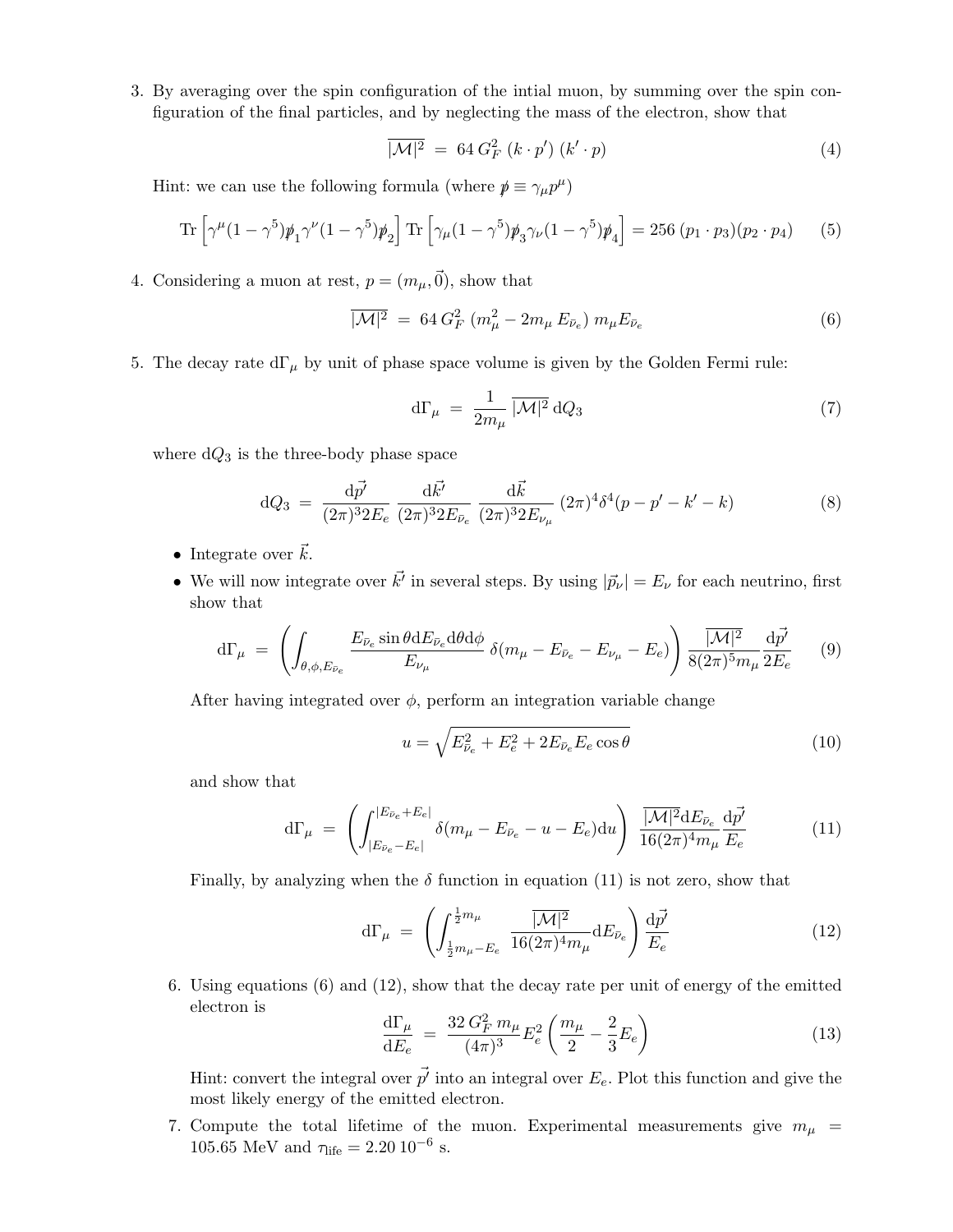3. By averaging over the spin configuration of the intial muon, by summing over the spin configuration of the final particles, and by neglecting the mass of the electron, show that

$$\overline{|\mathcal{M}|^2} \;=\; 64\, G_F^2\; (k \cdot p')\; (k' \cdot p) \tag{4}$$

Hint: we can use the following formula (where $\not{p} \equiv \gamma_\mu p^\mu$)

$$\mathrm{Tr}\left[\gamma^\mu(1-\gamma^5)\not{p}_1\gamma^\nu(1-\gamma^5)\not{p}_2\right]\,\mathrm{Tr}\left[\gamma_\mu(1-\gamma^5)\not{p}_3\gamma_\nu(1-\gamma^5)\not{p}_4\right] = 256\;(p_1\cdot p_3)(p_2\cdot p_4) \tag{5}$$

4. Considering a muon at rest, $p = (m_\mu, \vec{0})$, show that

$$\overline{|\mathcal{M}|^2} \;=\; 64\, G_F^2\; (m_\mu^2 - 2m_\mu\, E_{\bar{\nu}_e})\; m_\mu E_{\bar{\nu}_e} \tag{6}$$

5. The decay rate $\mathrm{d}\Gamma_\mu$ by unit of phase space volume is given by the Golden Fermi rule:

$$\mathrm{d}\Gamma_\mu \;=\; \frac{1}{2m_\mu}\,\overline{|\mathcal{M}|^2}\,\mathrm{d}Q_3 \tag{7}$$

where $\mathrm{d}Q_3$ is the three-body phase space

$$\mathrm{d}Q_3 \;=\; \frac{\mathrm{d}\vec{p'}}{(2\pi)^3 2E_e}\,\frac{\mathrm{d}\vec{k'}}{(2\pi)^3 2E_{\bar{\nu}_e}}\,\frac{\mathrm{d}\vec{k}}{(2\pi)^3 2E_{\nu_\mu}}\,(2\pi)^4\delta^4(p-p'-k'-k) \tag{8}$$

- Integrate over $\vec{k}$.
- We will now integrate over $\vec{k'}$ in several steps. By using $|\vec{p}_\nu| = E_\nu$ for each neutrino, first show that

$$\mathrm{d}\Gamma_\mu \;=\; \left(\int_{\theta,\phi,E_{\bar{\nu}_e}} \frac{E_{\bar{\nu}_e}\sin\theta \mathrm{d}E_{\bar{\nu}_e}\mathrm{d}\theta\mathrm{d}\phi}{E_{\nu_\mu}}\,\delta(m_\mu - E_{\bar{\nu}_e} - E_{\nu_\mu} - E_e)\right)\frac{\overline{|\mathcal{M}|^2}}{8(2\pi)^5 m_\mu}\frac{\mathrm{d}\vec{p'}}{2E_e} \tag{9}$$

After having integrated over $\phi$, perform an integration variable change

$$u = \sqrt{E_{\bar{\nu}_e}^2 + E_e^2 + 2E_{\bar{\nu}_e}E_e\cos\theta} \tag{10}$$

and show that

$$\mathrm{d}\Gamma_\mu \;=\; \left(\int_{|E_{\bar{\nu}_e}-E_e|}^{|E_{\bar{\nu}_e}+E_e|} \delta(m_\mu - E_{\bar{\nu}_e} - u - E_e)\mathrm{d}u\right)\,\frac{\overline{|\mathcal{M}|^2}\mathrm{d}E_{\bar{\nu}_e}}{16(2\pi)^4 m_\mu}\frac{\mathrm{d}\vec{p'}}{E_e} \tag{11}$$

Finally, by analyzing when the $\delta$ function in equation (11) is not zero, show that

$$\mathrm{d}\Gamma_\mu \;=\; \left(\int_{\frac{1}{2}m_\mu - E_e}^{\frac{1}{2}m_\mu} \frac{\overline{|\mathcal{M}|^2}}{16(2\pi)^4 m_\mu}\mathrm{d}E_{\bar{\nu}_e}\right)\frac{\mathrm{d}\vec{p'}}{E_e} \tag{12}$$

6. Using equations (6) and (12), show that the decay rate per unit of energy of the emitted electron is

$$\frac{\mathrm{d}\Gamma_\mu}{\mathrm{d}E_e} \;=\; \frac{32\, G_F^2\, m_\mu}{(4\pi)^3}E_e^2\left(\frac{m_\mu}{2} - \frac{2}{3}E_e\right) \tag{13}$$

Hint: convert the integral over $\vec{p'}$ into an integral over $E_e$. Plot this function and give the most likely energy of the emitted electron.

7. Compute the total lifetime of the muon. Experimental measurements give $m_\mu$ = 105.65 MeV and $\tau_{\text{life}} = 2.20\,10^{-6}$ s.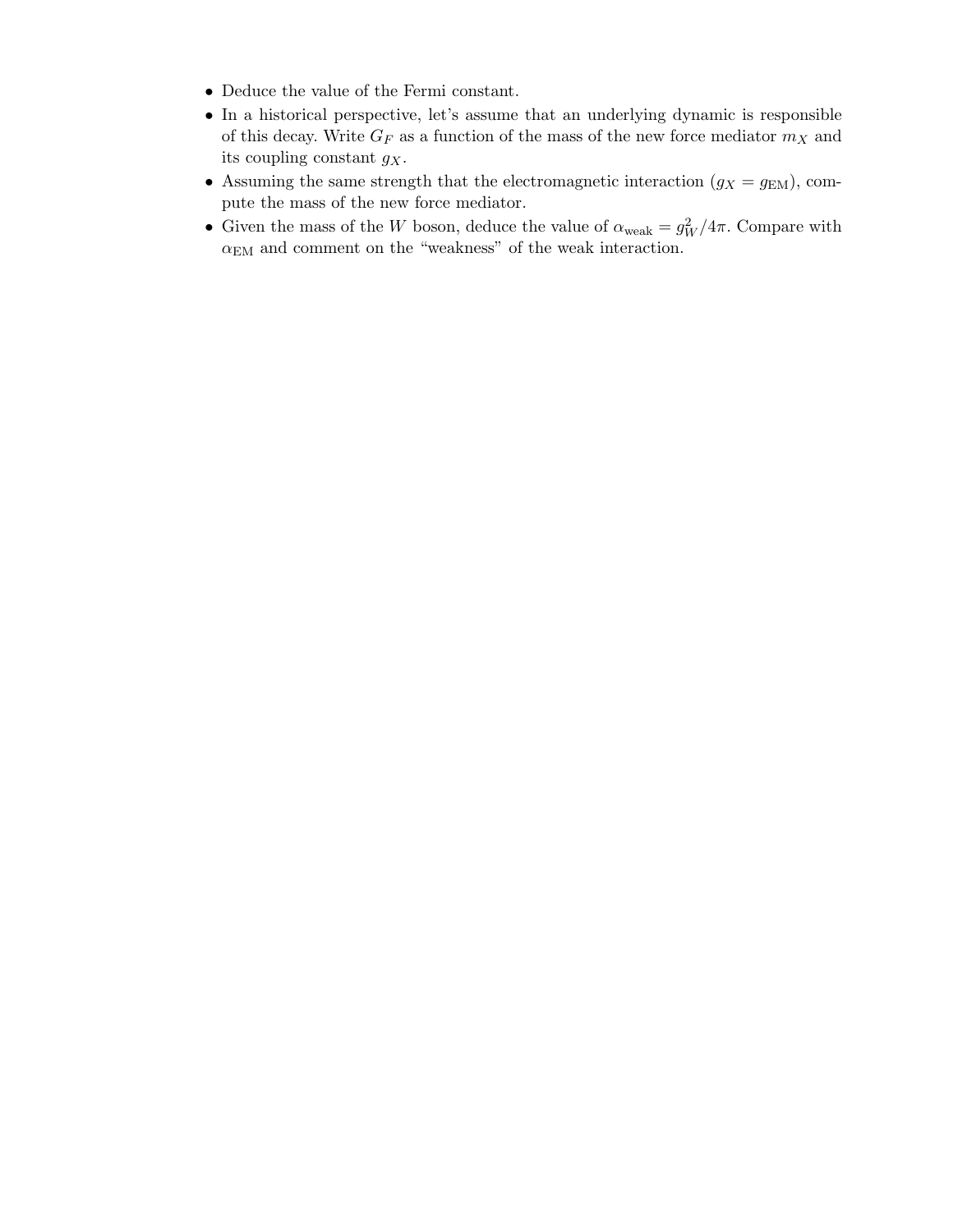- Deduce the value of the Fermi constant.
- In a historical perspective, let's assume that an underlying dynamic is responsible of this decay. Write $G_F$ as a function of the mass of the new force mediator $m_X$ and its coupling constant $g_X$.
- Assuming the same strength that the electromagnetic interaction ($g_X = g_{\text{EM}}$), compute the mass of the new force mediator.
- Given the mass of the $W$ boson, deduce the value of $\alpha_{\text{weak}} = g_W^2/4\pi$. Compare with $\alpha_{\text{EM}}$ and comment on the "weakness" of the weak interaction.